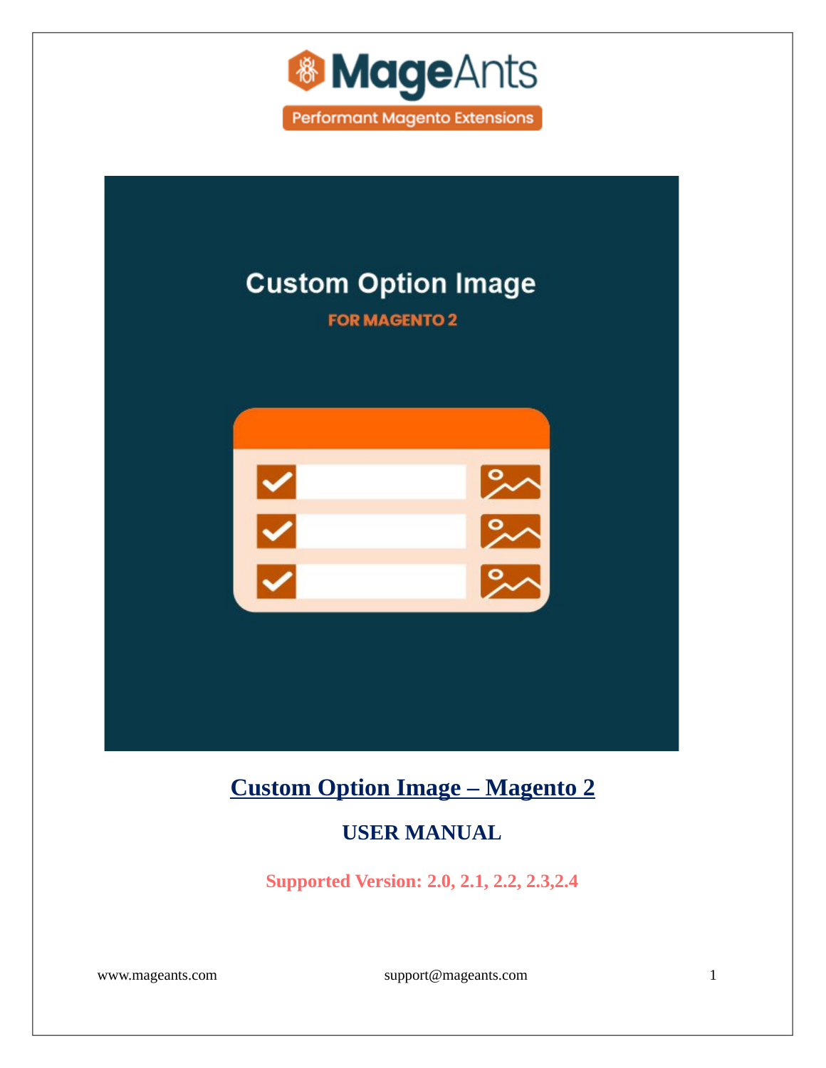# Custom Option Image – Magento 2

## USER MANUAL

**Supported Version: 2.0, 2.1, 2.2, 2.3,2.4**

www.mageants.com support@mageants.com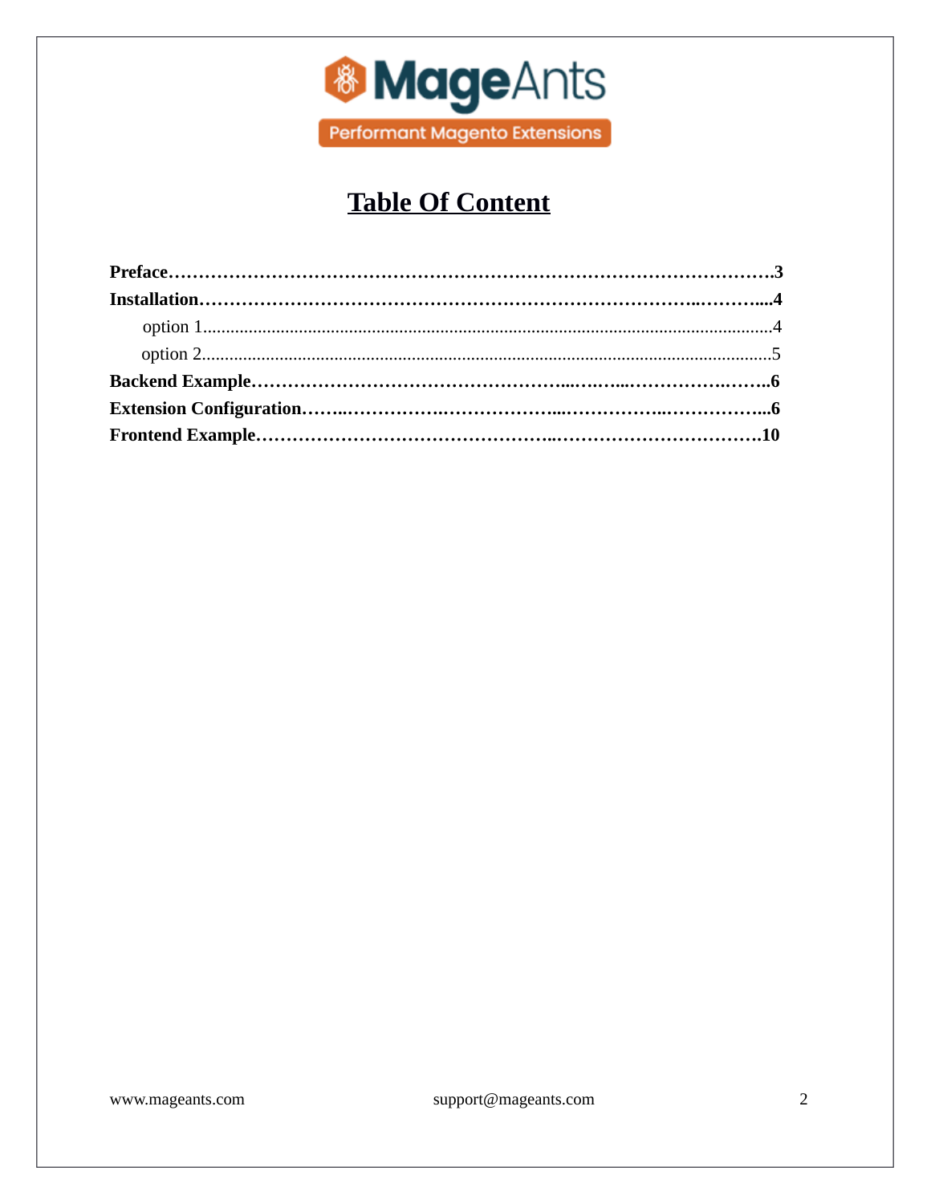# Table Of Content

**Preface……………………………………………………………………………………….3**

**Installation………………………………………………………………………..………...4**

option 1.............................................................................................................................4

option 2.............................................................................................................................5

**Backend Example………………………………………...…...…...……………..……..6**

**Extension Configuration……..…………….………………...……………..……………...6**

**Frontend Example……………………………………..……………………………10**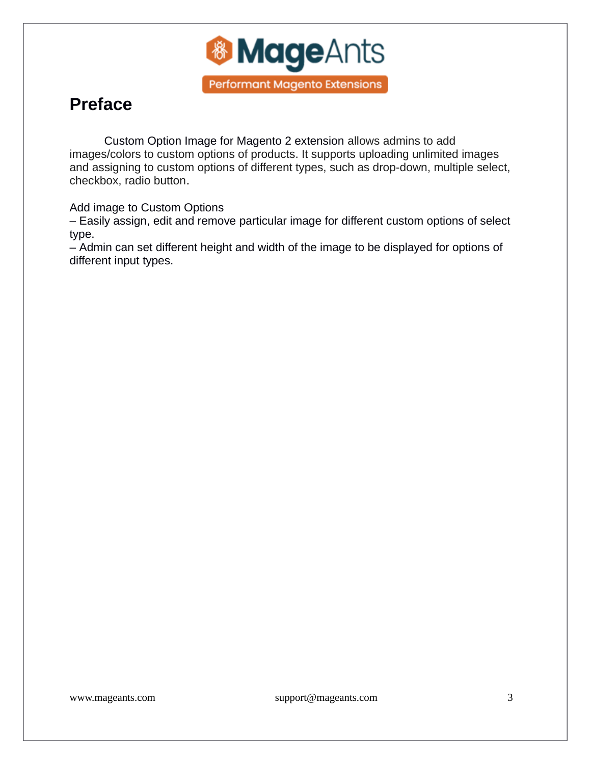# Preface

Custom Option Image for Magento 2 extension allows admins to add images/colors to custom options of products. It supports uploading unlimited images and assigning to custom options of different types, such as drop-down, multiple select, checkbox, radio button.

Add image to Custom Options
– Easily assign, edit and remove particular image for different custom options of select type.
– Admin can set different height and width of the image to be displayed for options of different input types.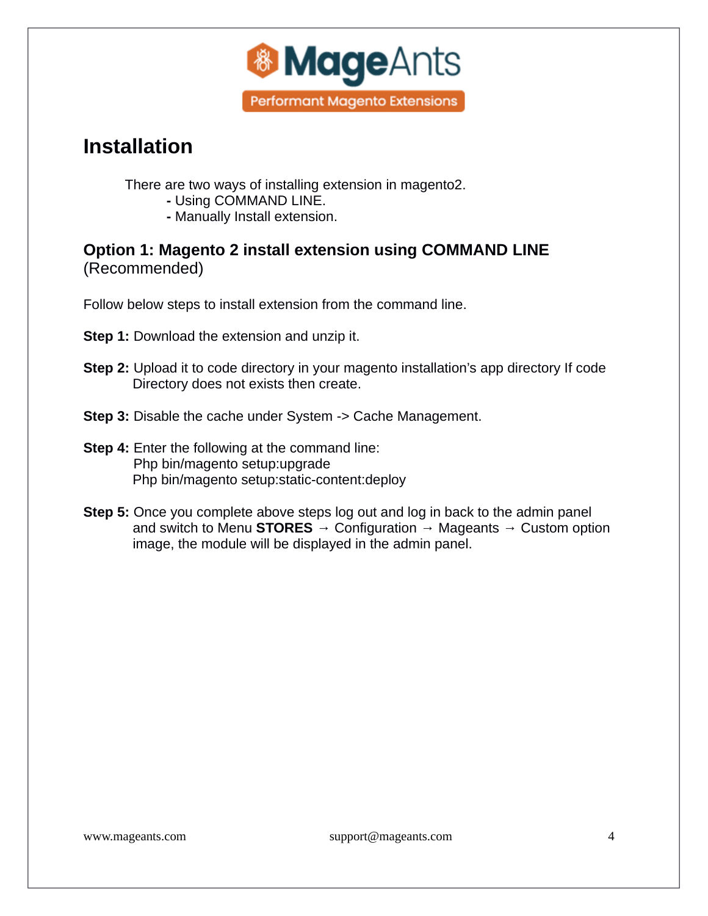# Installation

There are two ways of installing extension in magento2.

- **-** Using COMMAND LINE.
- **-** Manually Install extension.

## Option 1: Magento 2 install extension using COMMAND LINE (Recommended)

Follow below steps to install extension from the command line.

**Step 1:** Download the extension and unzip it.

**Step 2:** Upload it to code directory in your magento installation's app directory If code Directory does not exists then create.

**Step 3:** Disable the cache under System -> Cache Management.

**Step 4:** Enter the following at the command line:

```
Php bin/magento setup:upgrade
Php bin/magento setup:static-content:deploy
```

**Step 5:** Once you complete above steps log out and log in back to the admin panel and switch to Menu **STORES** → Configuration → Mageants → Custom option image, the module will be displayed in the admin panel.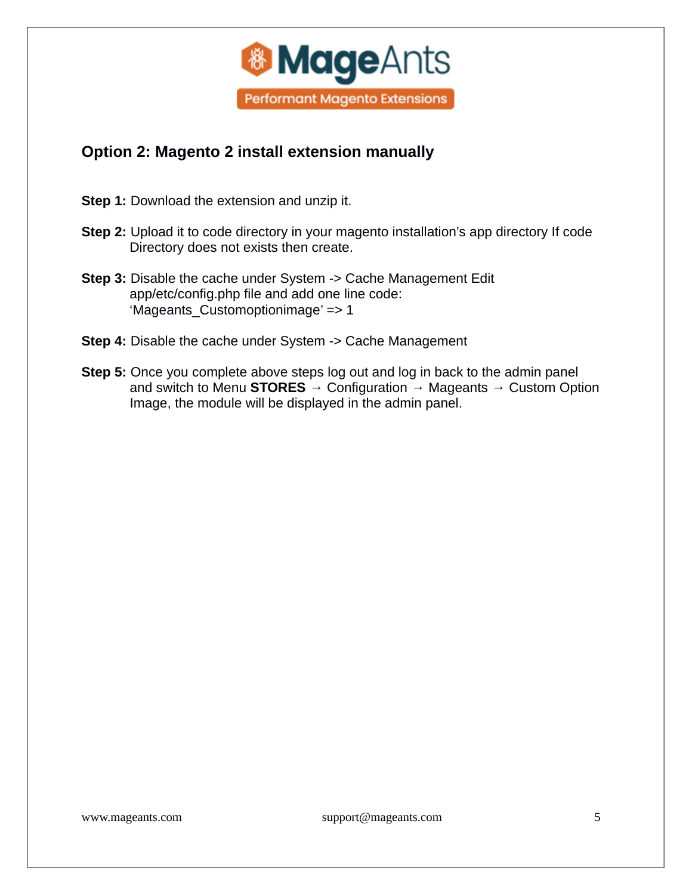## Option 2: Magento 2 install extension manually

**Step 1:** Download the extension and unzip it.

**Step 2:** Upload it to code directory in your magento installation's app directory If code Directory does not exists then create.

**Step 3:** Disable the cache under System -> Cache Management Edit app/etc/config.php file and add one line code: 'Mageants_Customoptionimage' => 1

**Step 4:** Disable the cache under System -> Cache Management

**Step 5:** Once you complete above steps log out and log in back to the admin panel and switch to Menu **STORES** → Configuration → Mageants → Custom Option Image, the module will be displayed in the admin panel.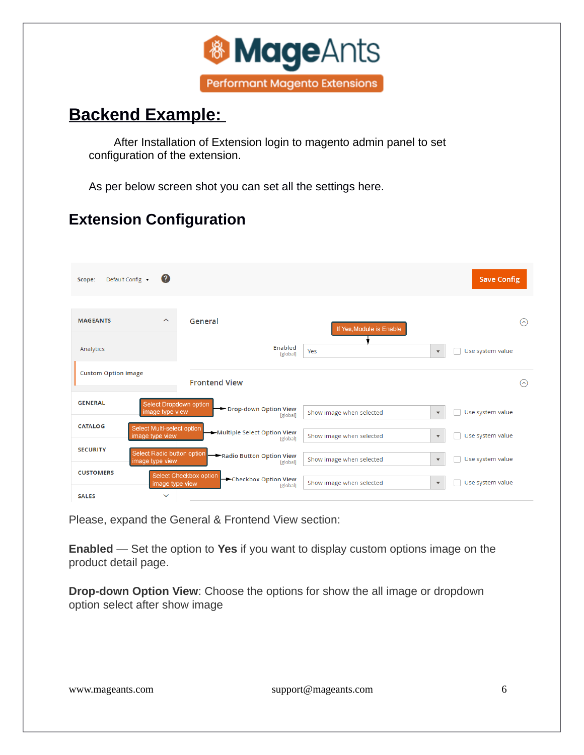## Backend Example:

After Installation of Extension login to magento admin panel to set configuration of the extension.

As per below screen shot you can set all the settings here.

## Extension Configuration

Please, expand the General & Frontend View section:

**Enabled** — Set the option to **Yes** if you want to display custom options image on the product detail page.

**Drop-down Option View**: Choose the options for show the all image or dropdown option select after show image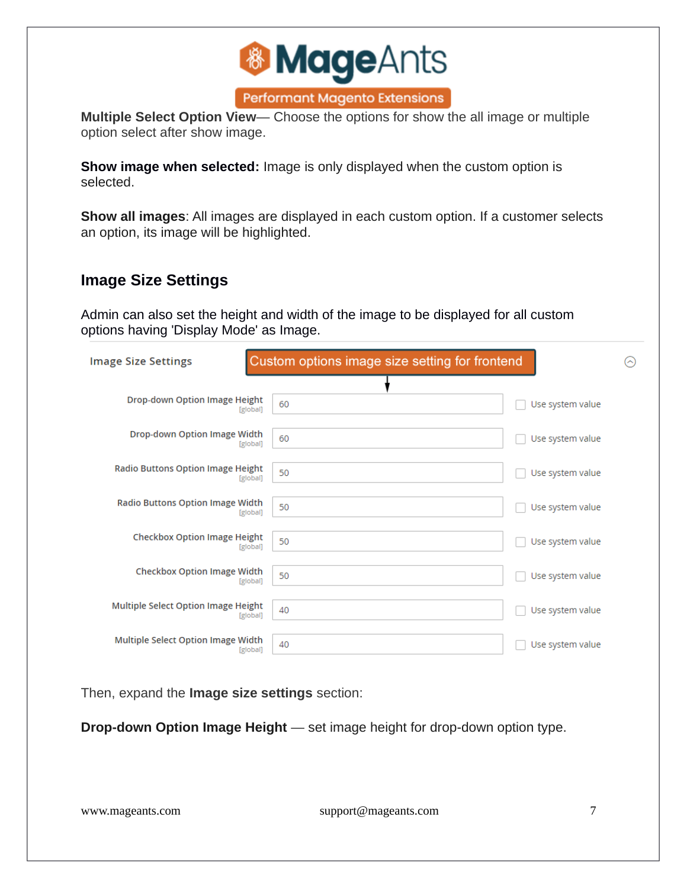**Multiple Select Option View**— Choose the options for show the all image or multiple option select after show image.

**Show image when selected:** Image is only displayed when the custom option is selected.

**Show all images**: All images are displayed in each custom option. If a customer selects an option, its image will be highlighted.

## Image Size Settings

Admin can also set the height and width of the image to be displayed for all custom options having 'Display Mode' as Image.

Image Size Settings — Custom options image size setting for frontend

| Setting | Value | |
|---|---|---|
| Drop-down Option Image Height [global] | 60 | Use system value |
| Drop-down Option Image Width [global] | 60 | Use system value |
| Radio Buttons Option Image Height [global] | 50 | Use system value |
| Radio Buttons Option Image Width [global] | 50 | Use system value |
| Checkbox Option Image Height [global] | 50 | Use system value |
| Checkbox Option Image Width [global] | 50 | Use system value |
| Multiple Select Option Image Height [global] | 40 | Use system value |
| Multiple Select Option Image Width [global] | 40 | Use system value |

Then, expand the **Image size settings** section:

**Drop-down Option Image Height** — set image height for drop-down option type.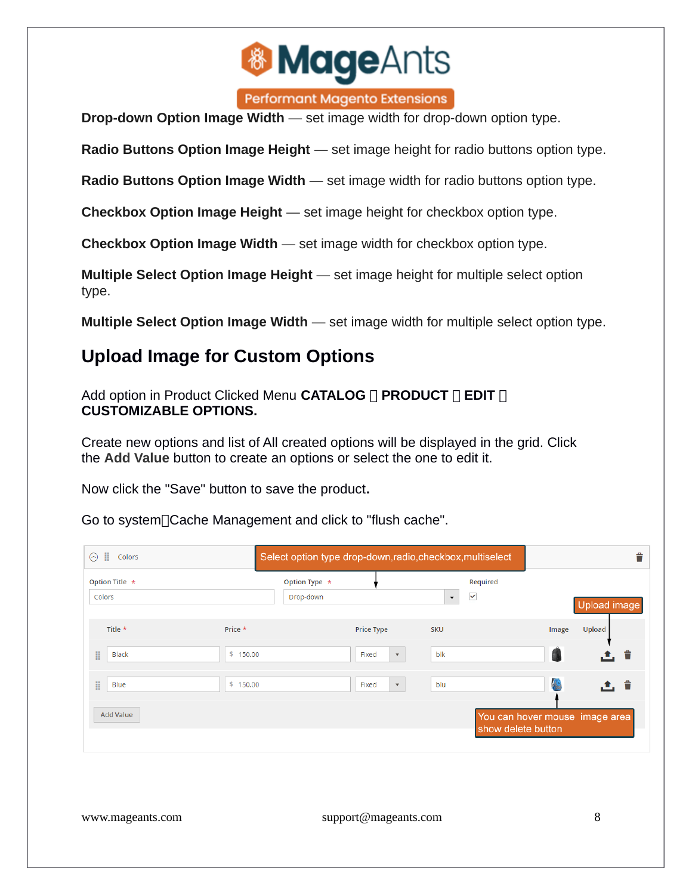**Drop-down Option Image Width** — set image width for drop-down option type.

**Radio Buttons Option Image Height** — set image height for radio buttons option type.

**Radio Buttons Option Image Width** — set image width for radio buttons option type.

**Checkbox Option Image Height** — set image height for checkbox option type.

**Checkbox Option Image Width** — set image width for checkbox option type.

**Multiple Select Option Image Height** — set image height for multiple select option type.

**Multiple Select Option Image Width** — set image width for multiple select option type.

## Upload Image for Custom Options

Add option in Product Clicked Menu **CATALOG  PRODUCT  EDIT  CUSTOMIZABLE OPTIONS.**

Create new options and list of All created options will be displayed in the grid. Click the **Add Value** button to create an options or select the one to edit it.

Now click the "Save" button to save the product**.**

Go to systemCache Management and click to "flush cache".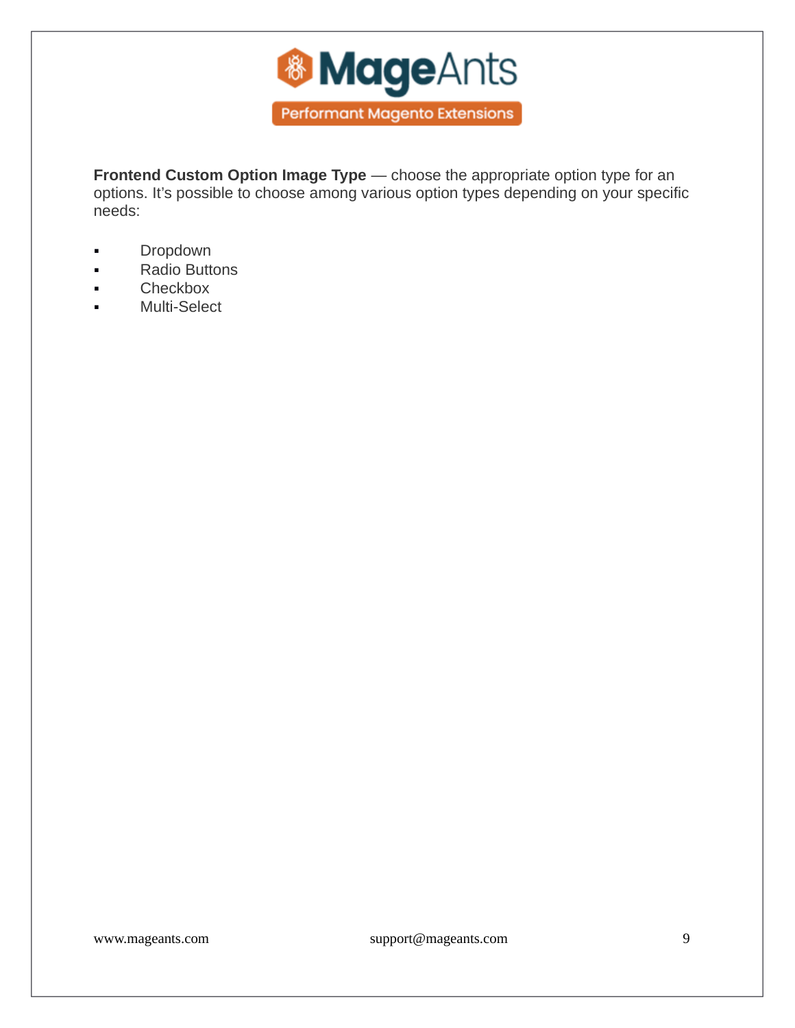**Frontend Custom Option Image Type** — choose the appropriate option type for an options. It's possible to choose among various option types depending on your specific needs:

- Dropdown
- Radio Buttons
- Checkbox
- Multi-Select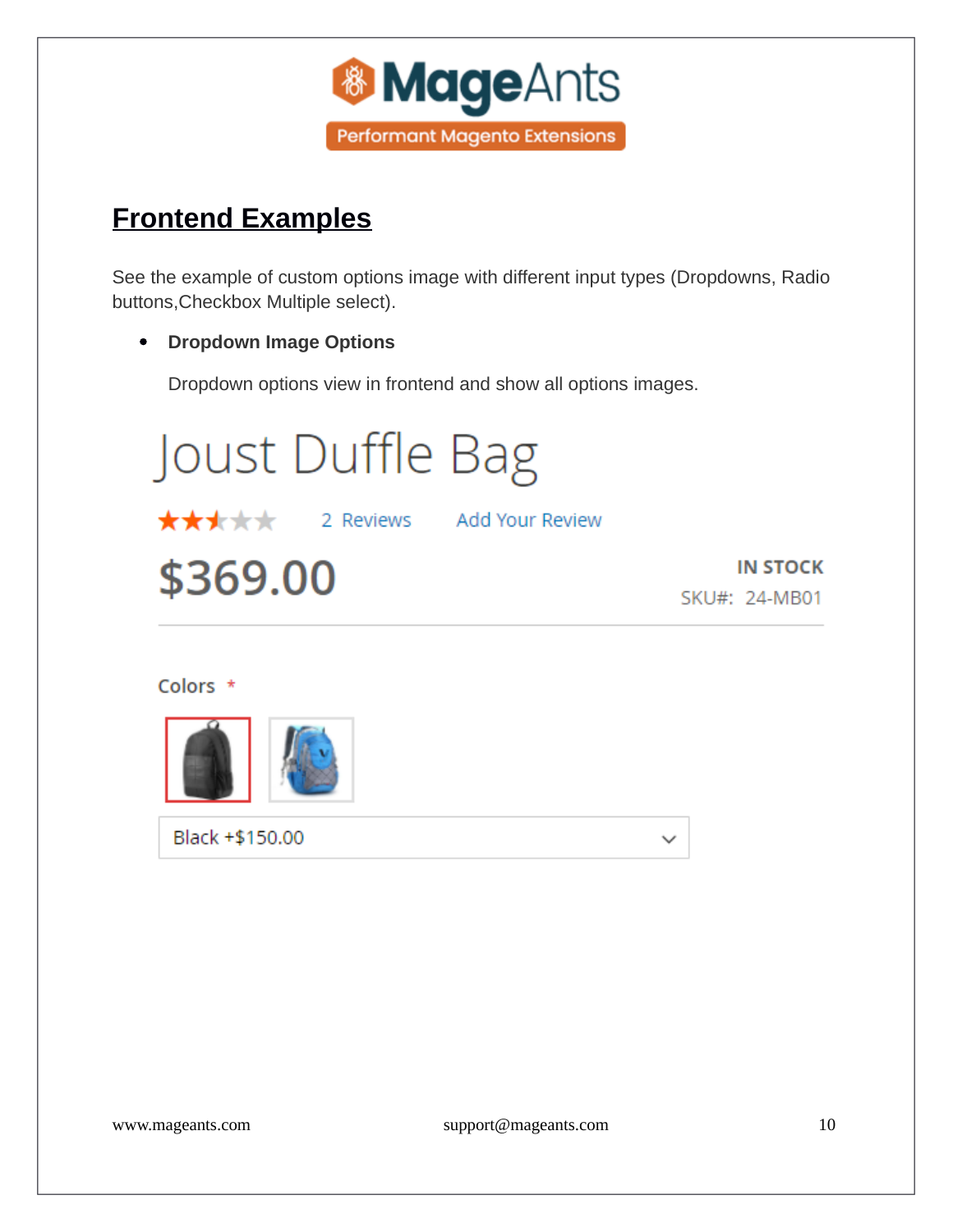## Frontend Examples

See the example of custom options image with different input types (Dropdowns, Radio buttons,Checkbox Multiple select).

- **Dropdown Image Options**

  Dropdown options view in frontend and show all options images.

Joust Duffle Bag

2 Reviews Add Your Review

$369.00

IN STOCK

SKU#: 24-MB01

Colors *

Black +$150.00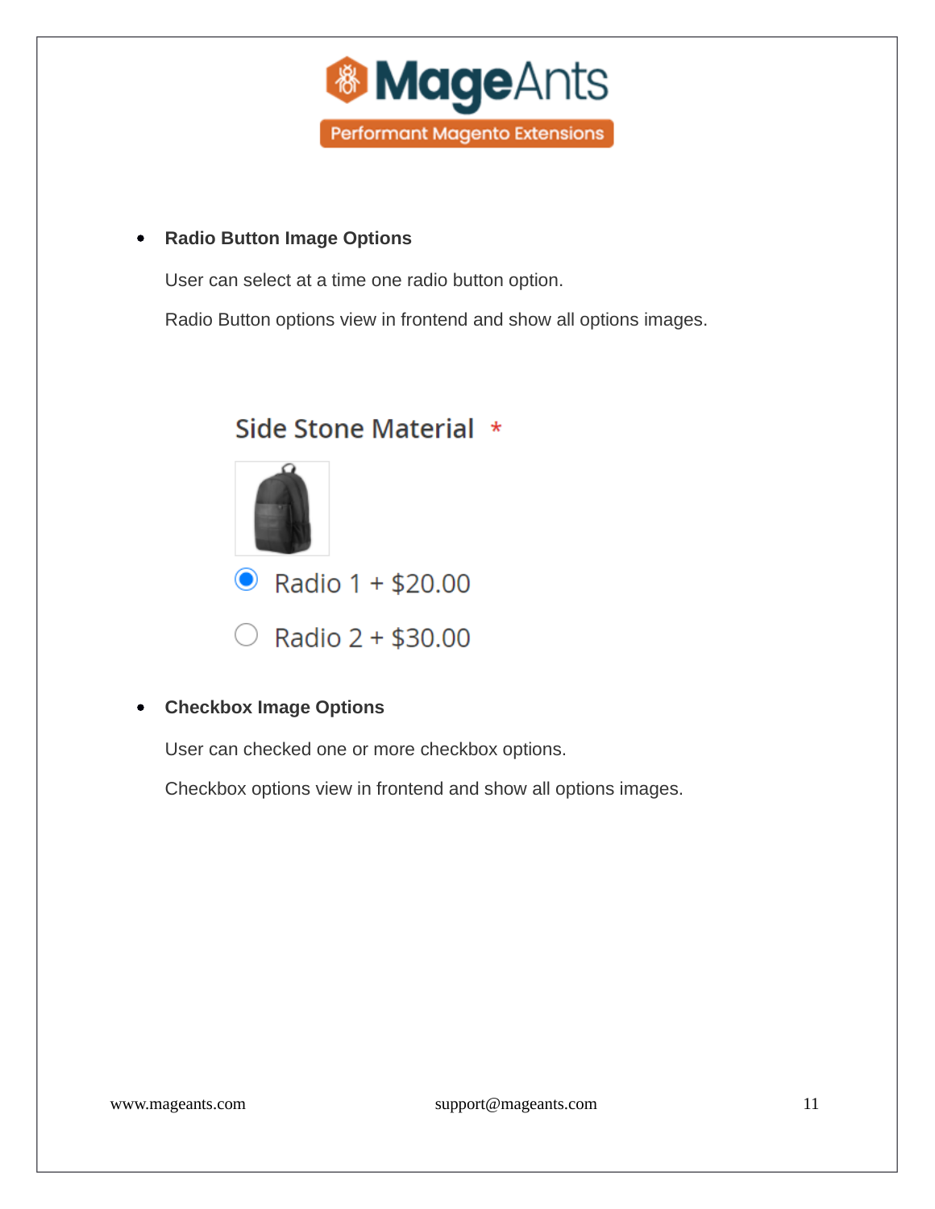- **Radio Button Image Options**

  User can select at a time one radio button option.

  Radio Button options view in frontend and show all options images.

- **Checkbox Image Options**

  User can checked one or more checkbox options.

  Checkbox options view in frontend and show all options images.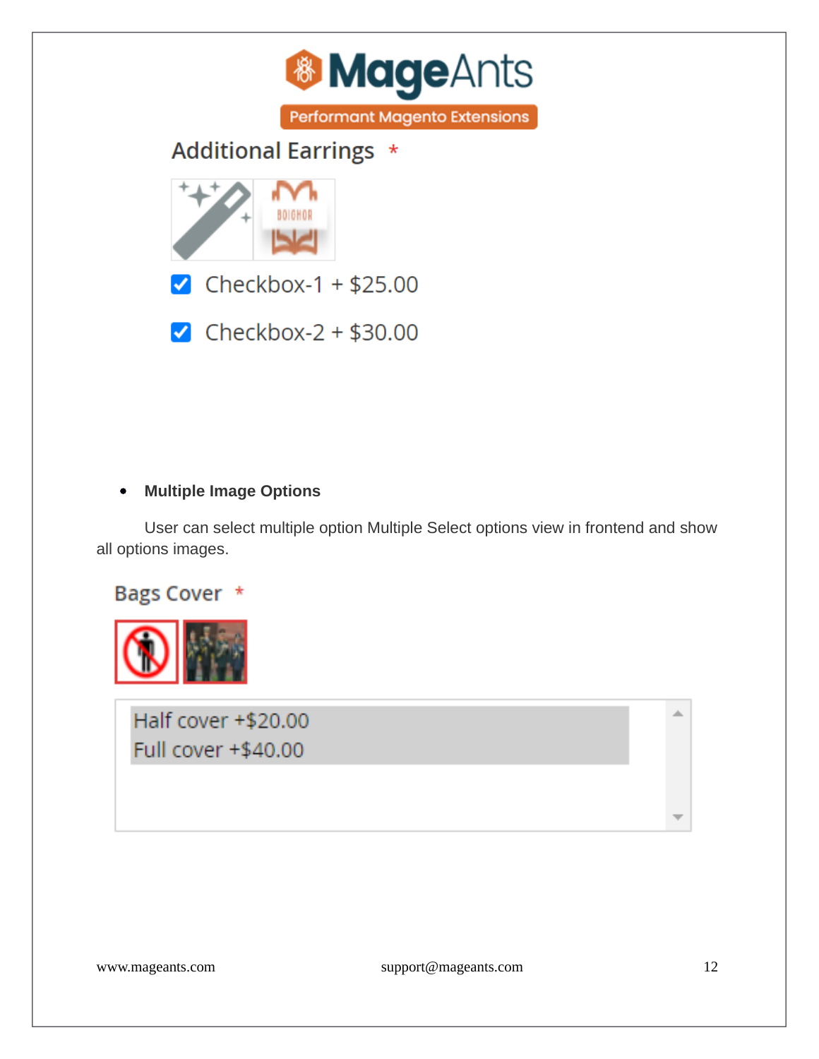Additional Earrings *

- [x] Checkbox-1 + $25.00
- [x] Checkbox-2 + $30.00

- **Multiple Image Options**

User can select multiple option Multiple Select options view in frontend and show all options images.

Bags Cover *

Half cover +$20.00
Full cover +$40.00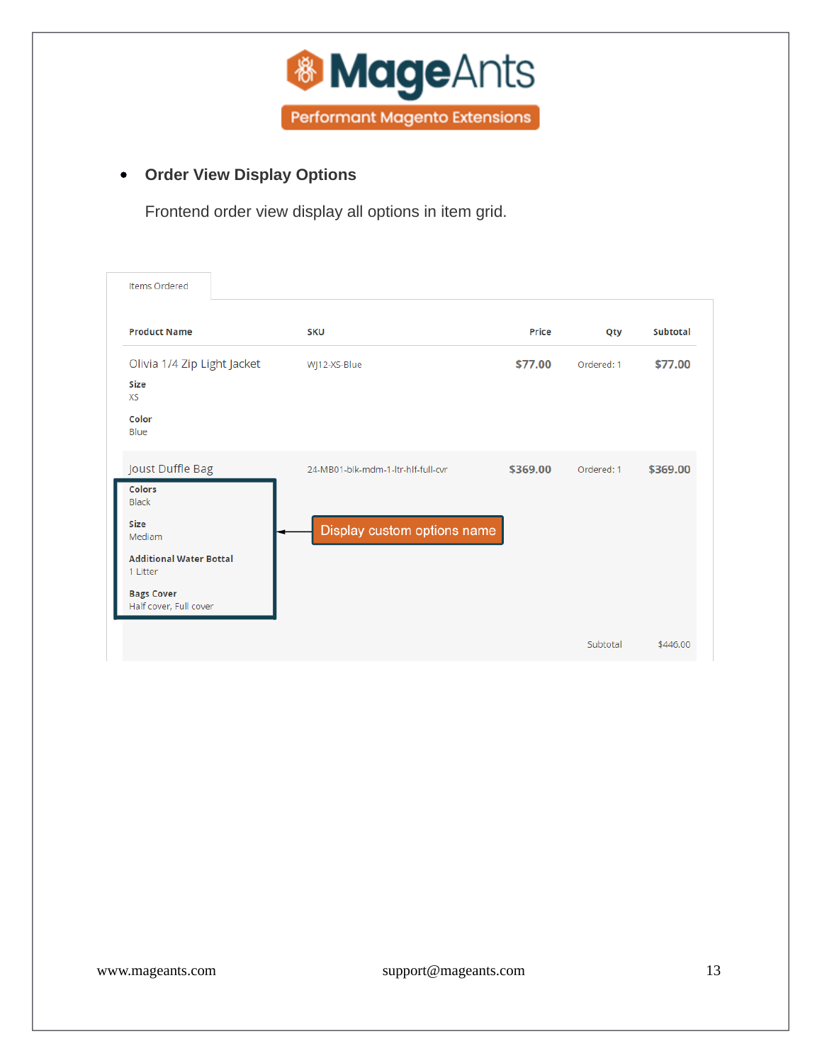- **Order View Display Options**

  Frontend order view display all options in item grid.

Items Ordered

| Product Name | SKU | Price | Qty | Subtotal |
|---|---|---|---|---|
| Olivia 1/4 Zip Light Jacket<br>**Size**<br>XS<br>**Color**<br>Blue | WJ12-XS-Blue | $77.00 | Ordered: 1 | $77.00 |
| Joust Duffle Bag<br>**Colors**<br>Black<br>**Size**<br>Mediam<br>**Additional Water Bottal**<br>1 Litter<br>**Bags Cover**<br>Half cover, Full cover | 24-MB01-blk-mdm-1-ltr-hlf-full-cvr | $369.00 | Ordered: 1 | $369.00 |
| | | | Subtotal | $446.00 |

Display custom options name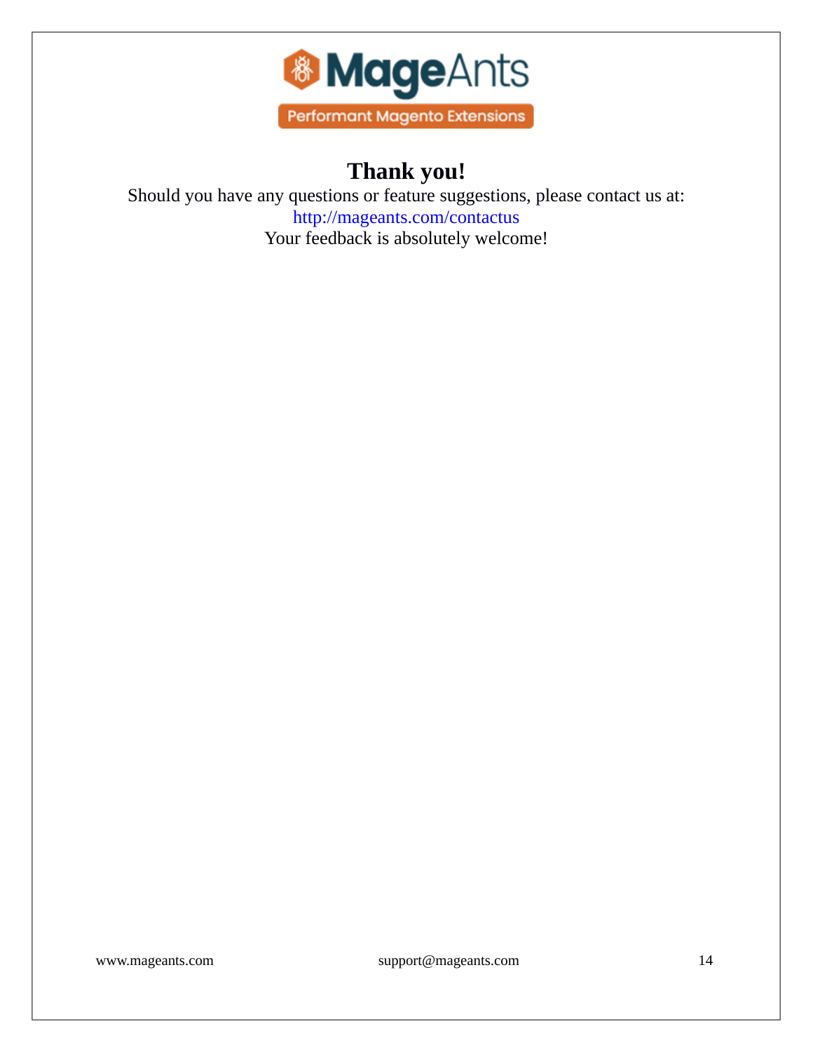## Thank you!

Should you have any questions or feature suggestions, please contact us at:
http://mageants.com/contactus
Your feedback is absolutely welcome!